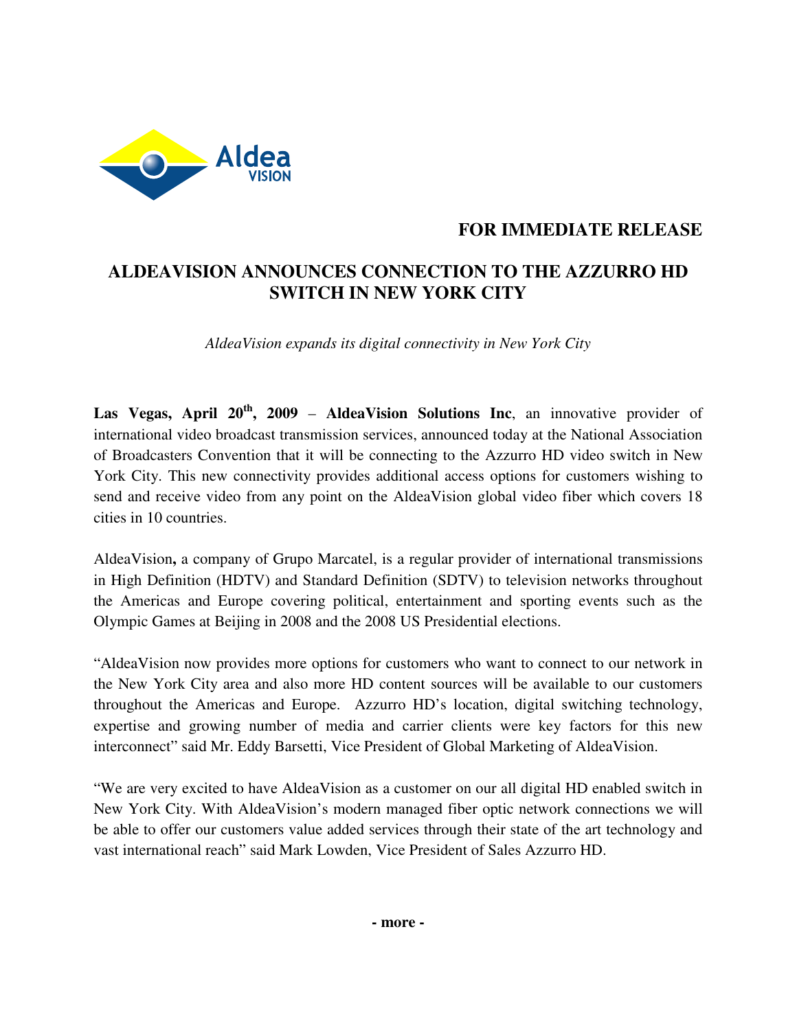Aldea VISION

**FOR IMMEDIATE RELEASE**

# ALDEAVISION ANNOUNCES CONNECTION TO THE AZZURRO HD SWITCH IN NEW YORK CITY

*AldeaVision expands its digital connectivity in New York City*

**Las Vegas, April 20th, 2009** – **AldeaVision Solutions Inc**, an innovative provider of international video broadcast transmission services, announced today at the National Association of Broadcasters Convention that it will be connecting to the Azzurro HD video switch in New York City. This new connectivity provides additional access options for customers wishing to send and receive video from any point on the AldeaVision global video fiber which covers 18 cities in 10 countries.

AldeaVision**,** a company of Grupo Marcatel, is a regular provider of international transmissions in High Definition (HDTV) and Standard Definition (SDTV) to television networks throughout the Americas and Europe covering political, entertainment and sporting events such as the Olympic Games at Beijing in 2008 and the 2008 US Presidential elections.

"AldeaVision now provides more options for customers who want to connect to our network in the New York City area and also more HD content sources will be available to our customers throughout the Americas and Europe. Azzurro HD's location, digital switching technology, expertise and growing number of media and carrier clients were key factors for this new interconnect" said Mr. Eddy Barsetti, Vice President of Global Marketing of AldeaVision.

"We are very excited to have AldeaVision as a customer on our all digital HD enabled switch in New York City. With AldeaVision's modern managed fiber optic network connections we will be able to offer our customers value added services through their state of the art technology and vast international reach" said Mark Lowden, Vice President of Sales Azzurro HD.

**- more -**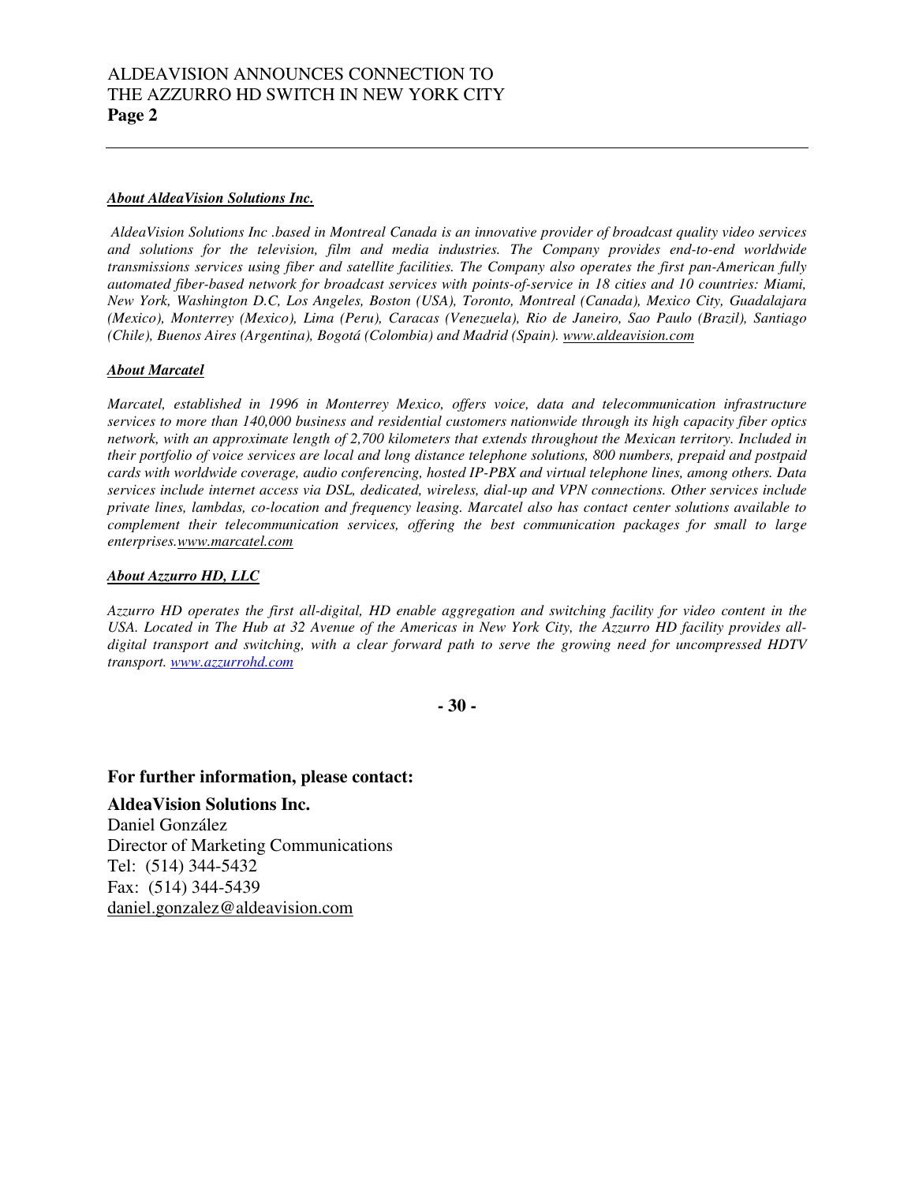### ***About AldeaVision Solutions Inc.***

*AldeaVision Solutions Inc .based in Montreal Canada is an innovative provider of broadcast quality video services and solutions for the television, film and media industries. The Company provides end-to-end worldwide transmissions services using fiber and satellite facilities. The Company also operates the first pan-American fully automated fiber-based network for broadcast services with points-of-service in 18 cities and 10 countries: Miami, New York, Washington D.C, Los Angeles, Boston (USA), Toronto, Montreal (Canada), Mexico City, Guadalajara (Mexico), Monterrey (Mexico), Lima (Peru), Caracas (Venezuela), Rio de Janeiro, Sao Paulo (Brazil), Santiago (Chile), Buenos Aires (Argentina), Bogotá (Colombia) and Madrid (Spain). www.aldeavision.com*

### ***About Marcatel***

*Marcatel, established in 1996 in Monterrey Mexico, offers voice, data and telecommunication infrastructure services to more than 140,000 business and residential customers nationwide through its high capacity fiber optics network, with an approximate length of 2,700 kilometers that extends throughout the Mexican territory. Included in their portfolio of voice services are local and long distance telephone solutions, 800 numbers, prepaid and postpaid cards with worldwide coverage, audio conferencing, hosted IP-PBX and virtual telephone lines, among others. Data services include internet access via DSL, dedicated, wireless, dial-up and VPN connections. Other services include private lines, lambdas, co-location and frequency leasing. Marcatel also has contact center solutions available to complement their telecommunication services, offering the best communication packages for small to large enterprises.www.marcatel.com*

### ***About Azzurro HD, LLC***

*Azzurro HD operates the first all-digital, HD enable aggregation and switching facility for video content in the USA. Located in The Hub at 32 Avenue of the Americas in New York City, the Azzurro HD facility provides all-digital transport and switching, with a clear forward path to serve the growing need for uncompressed HDTV transport. www.azzurrohd.com*

**- 30 -**

**For further information, please contact:**

**AldeaVision Solutions Inc.**
Daniel González
Director of Marketing Communications
Tel: (514) 344-5432
Fax: (514) 344-5439
daniel.gonzalez@aldeavision.com